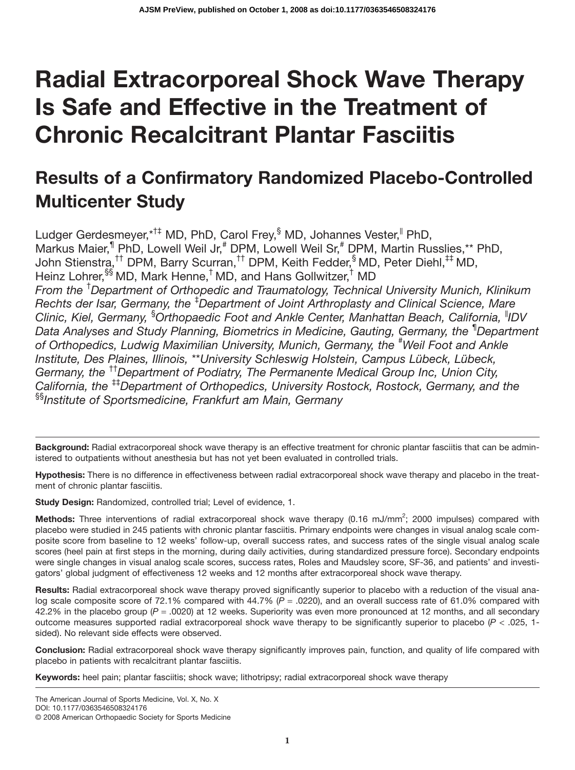# Radial Extracorporeal Shock Wave Therapy Is Safe and Effective in the Treatment of Chronic Recalcitrant Plantar Fasciitis

## Results of a Confirmatory Randomized Placebo-Controlled Multicenter Study

Ludger Gerdesmeyer,[*†‡] MD, PhD, Carol Frey,[§] MD, Johannes Vester,[‖] PhD, Markus Maier,[¶] PhD, Lowell Weil Jr,[#] DPM, Lowell Weil Sr,[#] DPM, Martin Russlies,[**] PhD, John Stienstra,[††] DPM, Barry Scurran,[††] DPM, Keith Fedder,[§] MD, Peter Diehl,[‡‡] MD, Heinz Lohrer,[§§] MD, Mark Henne,[†] MD, and Hans Gollwitzer,[†] MD

*From the [†]Department of Orthopedic and Traumatology, Technical University Munich, Klinikum Rechts der Isar, Germany, the [‡]Department of Joint Arthroplasty and Clinical Science, Mare Clinic, Kiel, Germany, [§]Orthopaedic Foot and Ankle Center, Manhattan Beach, California, [‖]IDV Data Analyses and Study Planning, Biometrics in Medicine, Gauting, Germany, the [¶]Department of Orthopedics, Ludwig Maximilian University, Munich, Germany, the [#]Weil Foot and Ankle Institute, Des Plaines, Illinois, [**]University Schleswig Holstein, Campus Lübeck, Lübeck, Germany, the [††]Department of Podiatry, The Permanente Medical Group Inc, Union City, California, the [‡‡]Department of Orthopedics, University Rostock, Rostock, Germany, and the [§§]Institute of Sportsmedicine, Frankfurt am Main, Germany*

**Background:** Radial extracorporeal shock wave therapy is an effective treatment for chronic plantar fasciitis that can be administered to outpatients without anesthesia but has not yet been evaluated in controlled trials.

**Hypothesis:** There is no difference in effectiveness between radial extracorporeal shock wave therapy and placebo in the treatment of chronic plantar fasciitis.

**Study Design:** Randomized, controlled trial; Level of evidence, 1.

**Methods:** Three interventions of radial extracorporeal shock wave therapy (0.16 mJ/mm$^2$; 2000 impulses) compared with placebo were studied in 245 patients with chronic plantar fasciitis. Primary endpoints were changes in visual analog scale composite score from baseline to 12 weeks' follow-up, overall success rates, and success rates of the single visual analog scale scores (heel pain at first steps in the morning, during daily activities, during standardized pressure force). Secondary endpoints were single changes in visual analog scale scores, success rates, Roles and Maudsley score, SF-36, and patients' and investigators' global judgment of effectiveness 12 weeks and 12 months after extracorporeal shock wave therapy.

**Results:** Radial extracorporeal shock wave therapy proved significantly superior to placebo with a reduction of the visual analog scale composite score of 72.1% compared with 44.7% ($P$ = .0220), and an overall success rate of 61.0% compared with 42.2% in the placebo group ($P$ = .0020) at 12 weeks. Superiority was even more pronounced at 12 months, and all secondary outcome measures supported radial extracorporeal shock wave therapy to be significantly superior to placebo ($P$ < .025, 1-sided). No relevant side effects were observed.

**Conclusion:** Radial extracorporeal shock wave therapy significantly improves pain, function, and quality of life compared with placebo in patients with recalcitrant plantar fasciitis.

**Keywords:** heel pain; plantar fasciitis; shock wave; lithotripsy; radial extracorporeal shock wave therapy

The American Journal of Sports Medicine, Vol. X, No. X
DOI: 10.1177/0363546508324176
© 2008 American Orthopaedic Society for Sports Medicine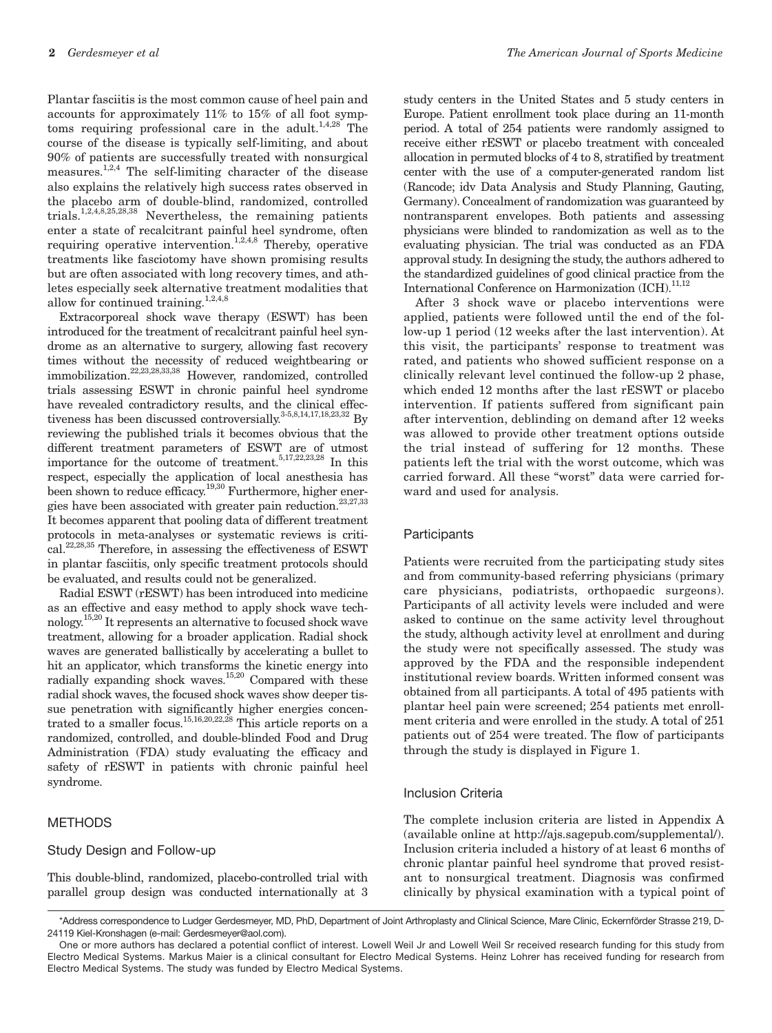Plantar fasciitis is the most common cause of heel pain and accounts for approximately 11% to 15% of all foot symptoms requiring professional care in the adult.[1,4,28] The course of the disease is typically self-limiting, and about 90% of patients are successfully treated with nonsurgical measures.[1,2,4] The self-limiting character of the disease also explains the relatively high success rates observed in the placebo arm of double-blind, randomized, controlled trials.[1,2,4,8,25,28,38] Nevertheless, the remaining patients enter a state of recalcitrant painful heel syndrome, often requiring operative intervention.[1,2,4,8] Thereby, operative treatments like fasciotomy have shown promising results but are often associated with long recovery times, and athletes especially seek alternative treatment modalities that allow for continued training.[1,2,4,8]

Extracorporeal shock wave therapy (ESWT) has been introduced for the treatment of recalcitrant painful heel syndrome as an alternative to surgery, allowing fast recovery times without the necessity of reduced weightbearing or immobilization.[22,23,28,33,38] However, randomized, controlled trials assessing ESWT in chronic painful heel syndrome have revealed contradictory results, and the clinical effectiveness has been discussed controversially.[3-5,8,14,17,18,23,32] By reviewing the published trials it becomes obvious that the different treatment parameters of ESWT are of utmost importance for the outcome of treatment.[5,17,22,23,28] In this respect, especially the application of local anesthesia has been shown to reduce efficacy.[19,30] Furthermore, higher energies have been associated with greater pain reduction.[23,27,33] It becomes apparent that pooling data of different treatment protocols in meta-analyses or systematic reviews is critical.[22,28,35] Therefore, in assessing the effectiveness of ESWT in plantar fasciitis, only specific treatment protocols should be evaluated, and results could not be generalized.

Radial ESWT (rESWT) has been introduced into medicine as an effective and easy method to apply shock wave technology.[15,20] It represents an alternative to focused shock wave treatment, allowing for a broader application. Radial shock waves are generated ballistically by accelerating a bullet to hit an applicator, which transforms the kinetic energy into radially expanding shock waves.[15,20] Compared with these radial shock waves, the focused shock waves show deeper tissue penetration with significantly higher energies concentrated to a smaller focus.[15,16,20,22,28] This article reports on a randomized, controlled, and double-blinded Food and Drug Administration (FDA) study evaluating the efficacy and safety of rESWT in patients with chronic painful heel syndrome.

## METHODS

### Study Design and Follow-up

This double-blind, randomized, placebo-controlled trial with parallel group design was conducted internationally at 3 study centers in the United States and 5 study centers in Europe. Patient enrollment took place during an 11-month period. A total of 254 patients were randomly assigned to receive either rESWT or placebo treatment with concealed allocation in permuted blocks of 4 to 8, stratified by treatment center with the use of a computer-generated random list (Rancode; idv Data Analysis and Study Planning, Gauting, Germany). Concealment of randomization was guaranteed by nontransparent envelopes. Both patients and assessing physicians were blinded to randomization as well as to the evaluating physician. The trial was conducted as an FDA approval study. In designing the study, the authors adhered to the standardized guidelines of good clinical practice from the International Conference on Harmonization (ICH).[11,12]

After 3 shock wave or placebo interventions were applied, patients were followed until the end of the follow-up 1 period (12 weeks after the last intervention). At this visit, the participants' response to treatment was rated, and patients who showed sufficient response on a clinically relevant level continued the follow-up 2 phase, which ended 12 months after the last rESWT or placebo intervention. If patients suffered from significant pain after intervention, deblinding on demand after 12 weeks was allowed to provide other treatment options outside the trial instead of suffering for 12 months. These patients left the trial with the worst outcome, which was carried forward. All these "worst" data were carried forward and used for analysis.

### Participants

Patients were recruited from the participating study sites and from community-based referring physicians (primary care physicians, podiatrists, orthopaedic surgeons). Participants of all activity levels were included and were asked to continue on the same activity level throughout the study, although activity level at enrollment and during the study were not specifically assessed. The study was approved by the FDA and the responsible independent institutional review boards. Written informed consent was obtained from all participants. A total of 495 patients with plantar heel pain were screened; 254 patients met enrollment criteria and were enrolled in the study. A total of 251 patients out of 254 were treated. The flow of participants through the study is displayed in Figure 1.

### Inclusion Criteria

The complete inclusion criteria are listed in Appendix A (available online at http://ajs.sagepub.com/supplemental/). Inclusion criteria included a history of at least 6 months of chronic plantar painful heel syndrome that proved resistant to nonsurgical treatment. Diagnosis was confirmed clinically by physical examination with a typical point of

*Address correspondence to Ludger Gerdesmeyer, MD, PhD, Department of Joint Arthroplasty and Clinical Science, Mare Clinic, Eckernförder Strasse 219, D-24119 Kiel-Kronshagen (e-mail: Gerdesmeyer@aol.com).

One or more authors has declared a potential conflict of interest. Lowell Weil Jr and Lowell Weil Sr received research funding for this study from Electro Medical Systems. Markus Maier is a clinical consultant for Electro Medical Systems. Heinz Lohrer has received funding for research from Electro Medical Systems. The study was funded by Electro Medical Systems.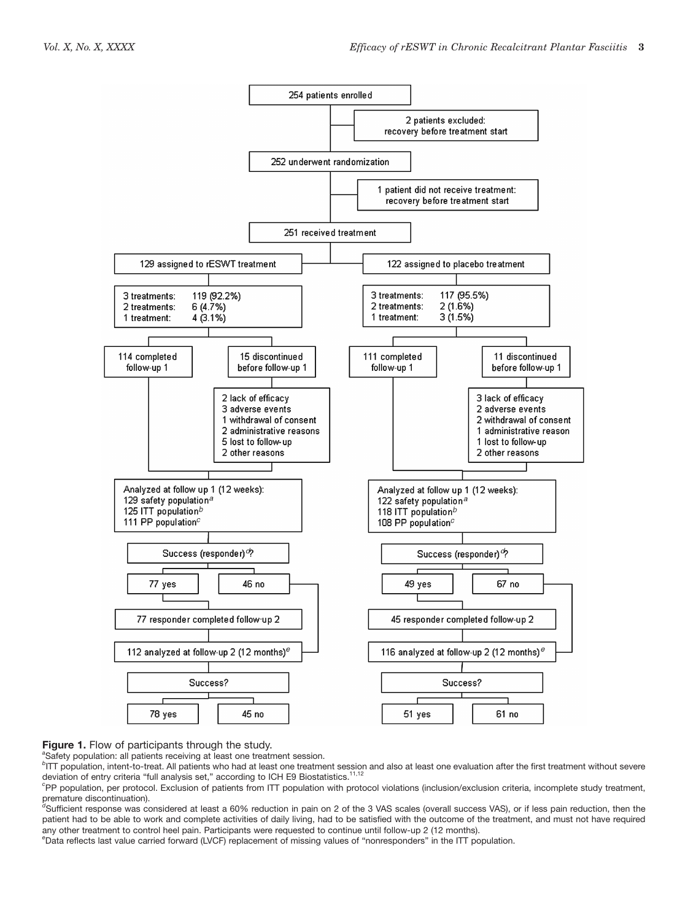254 patients enrolled

2 patients excluded: recovery before treatment start

252 underwent randomization

1 patient did not receive treatment: recovery before treatment start

251 received treatment

| 129 assigned to rESWT treatment | 122 assigned to placebo treatment |
| --- | --- |
| 3 treatments: 119 (92.2%) | 3 treatments: 117 (95.5%) |
| 2 treatments: 6 (4.7%) | 2 treatments: 2 (1.6%) |
| 1 treatment: 4 (3.1%) | 1 treatment: 3 (1.5%) |
| 114 completed follow-up 1 | 111 completed follow-up 1 |
| 15 discontinued before follow-up 1: 2 lack of efficacy, 3 adverse events, 1 withdrawal of consent, 2 administrative reasons, 5 lost to follow-up, 2 other reasons | 11 discontinued before follow-up 1: 3 lack of efficacy, 2 adverse events, 2 withdrawal of consent, 1 administrative reason, 1 lost to follow-up, 2 other reasons |
| Analyzed at follow up 1 (12 weeks): 129 safety population[a], 125 ITT population[b], 111 PP population[c] | Analyzed at follow up 1 (12 weeks): 122 safety population[a], 118 ITT population[b], 108 PP population[c] |
| Success (responder)[d]? 77 yes, 46 no | Success (responder)[d]? 49 yes, 67 no |
| 77 responder completed follow-up 2 | 45 responder completed follow-up 2 |
| 112 analyzed at follow-up 2 (12 months)[e] | 116 analyzed at follow-up 2 (12 months)[e] |
| Success? 78 yes, 45 no | Success? 51 yes, 61 no |

**Figure 1.** Flow of participants through the study.

[a]Safety population: all patients receiving at least one treatment session.

[b]ITT population, intent-to-treat. All patients who had at least one treatment session and also at least one evaluation after the first treatment without severe deviation of entry criteria "full analysis set," according to ICH E9 Biostatistics.[11,12]

[c]PP population, per protocol. Exclusion of patients from ITT population with protocol violations (inclusion/exclusion criteria, incomplete study treatment, premature discontinuation).

[d]Sufficient response was considered at least a 60% reduction in pain on 2 of the 3 VAS scales (overall success VAS), or if less pain reduction, then the patient had to be able to work and complete activities of daily living, had to be satisfied with the outcome of the treatment, and must not have required any other treatment to control heel pain. Participants were requested to continue until follow-up 2 (12 months).

[e]Data reflects last value carried forward (LVCF) replacement of missing values of "nonresponders" in the ITT population.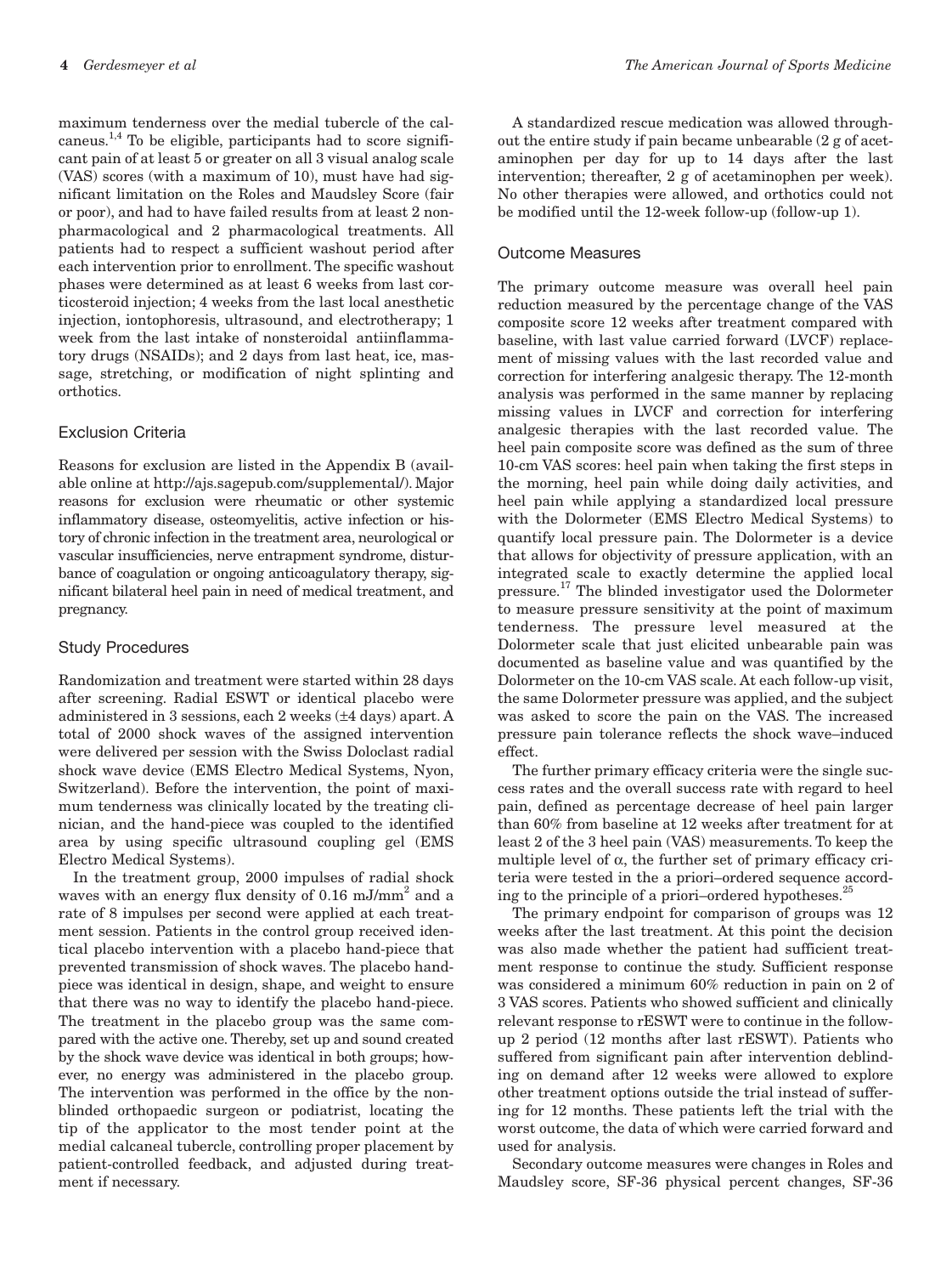maximum tenderness over the medial tubercle of the calcaneus.[1,4] To be eligible, participants had to score significant pain of at least 5 or greater on all 3 visual analog scale (VAS) scores (with a maximum of 10), must have had significant limitation on the Roles and Maudsley Score (fair or poor), and had to have failed results from at least 2 nonpharmacological and 2 pharmacological treatments. All patients had to respect a sufficient washout period after each intervention prior to enrollment. The specific washout phases were determined as at least 6 weeks from last corticosteroid injection; 4 weeks from the last local anesthetic injection, iontophoresis, ultrasound, and electrotherapy; 1 week from the last intake of nonsteroidal antiinflammatory drugs (NSAIDs); and 2 days from last heat, ice, massage, stretching, or modification of night splinting and orthotics.

### Exclusion Criteria

Reasons for exclusion are listed in the Appendix B (available online at http://ajs.sagepub.com/supplemental/). Major reasons for exclusion were rheumatic or other systemic inflammatory disease, osteomyelitis, active infection or history of chronic infection in the treatment area, neurological or vascular insufficiencies, nerve entrapment syndrome, disturbance of coagulation or ongoing anticoagulatory therapy, significant bilateral heel pain in need of medical treatment, and pregnancy.

### Study Procedures

Randomization and treatment were started within 28 days after screening. Radial ESWT or identical placebo were administered in 3 sessions, each 2 weeks (±4 days) apart. A total of 2000 shock waves of the assigned intervention were delivered per session with the Swiss Doloclast radial shock wave device (EMS Electro Medical Systems, Nyon, Switzerland). Before the intervention, the point of maximum tenderness was clinically located by the treating clinician, and the hand-piece was coupled to the identified area by using specific ultrasound coupling gel (EMS Electro Medical Systems).

In the treatment group, 2000 impulses of radial shock waves with an energy flux density of 0.16 mJ/mm$^2$ and a rate of 8 impulses per second were applied at each treatment session. Patients in the control group received identical placebo intervention with a placebo hand-piece that prevented transmission of shock waves. The placebo hand-piece was identical in design, shape, and weight to ensure that there was no way to identify the placebo hand-piece. The treatment in the placebo group was the same compared with the active one. Thereby, set up and sound created by the shock wave device was identical in both groups; however, no energy was administered in the placebo group. The intervention was performed in the office by the nonblinded orthopaedic surgeon or podiatrist, locating the tip of the applicator to the most tender point at the medial calcaneal tubercle, controlling proper placement by patient-controlled feedback, and adjusted during treatment if necessary.

A standardized rescue medication was allowed throughout the entire study if pain became unbearable (2 g of acetaminophen per day for up to 14 days after the last intervention; thereafter, 2 g of acetaminophen per week). No other therapies were allowed, and orthotics could not be modified until the 12-week follow-up (follow-up 1).

### Outcome Measures

The primary outcome measure was overall heel pain reduction measured by the percentage change of the VAS composite score 12 weeks after treatment compared with baseline, with last value carried forward (LVCF) replacement of missing values with the last recorded value and correction for interfering analgesic therapy. The 12-month analysis was performed in the same manner by replacing missing values in LVCF and correction for interfering analgesic therapies with the last recorded value. The heel pain composite score was defined as the sum of three 10-cm VAS scores: heel pain when taking the first steps in the morning, heel pain while doing daily activities, and heel pain while applying a standardized local pressure with the Dolormeter (EMS Electro Medical Systems) to quantify local pressure pain. The Dolormeter is a device that allows for objectivity of pressure application, with an integrated scale to exactly determine the applied local pressure.[17] The blinded investigator used the Dolormeter to measure pressure sensitivity at the point of maximum tenderness. The pressure level measured at the Dolormeter scale that just elicited unbearable pain was documented as baseline value and was quantified by the Dolormeter on the 10-cm VAS scale. At each follow-up visit, the same Dolormeter pressure was applied, and the subject was asked to score the pain on the VAS. The increased pressure pain tolerance reflects the shock wave–induced effect.

The further primary efficacy criteria were the single success rates and the overall success rate with regard to heel pain, defined as percentage decrease of heel pain larger than 60% from baseline at 12 weeks after treatment for at least 2 of the 3 heel pain (VAS) measurements. To keep the multiple level of $\alpha$, the further set of primary efficacy criteria were tested in the a priori–ordered sequence according to the principle of a priori–ordered hypotheses.[25]

The primary endpoint for comparison of groups was 12 weeks after the last treatment. At this point the decision was also made whether the patient had sufficient treatment response to continue the study. Sufficient response was considered a minimum 60% reduction in pain on 2 of 3 VAS scores. Patients who showed sufficient and clinically relevant response to rESWT were to continue in the follow-up 2 period (12 months after last rESWT). Patients who suffered from significant pain after intervention deblinding on demand after 12 weeks were allowed to explore other treatment options outside the trial instead of suffering for 12 months. These patients left the trial with the worst outcome, the data of which were carried forward and used for analysis.

Secondary outcome measures were changes in Roles and Maudsley score, SF-36 physical percent changes, SF-36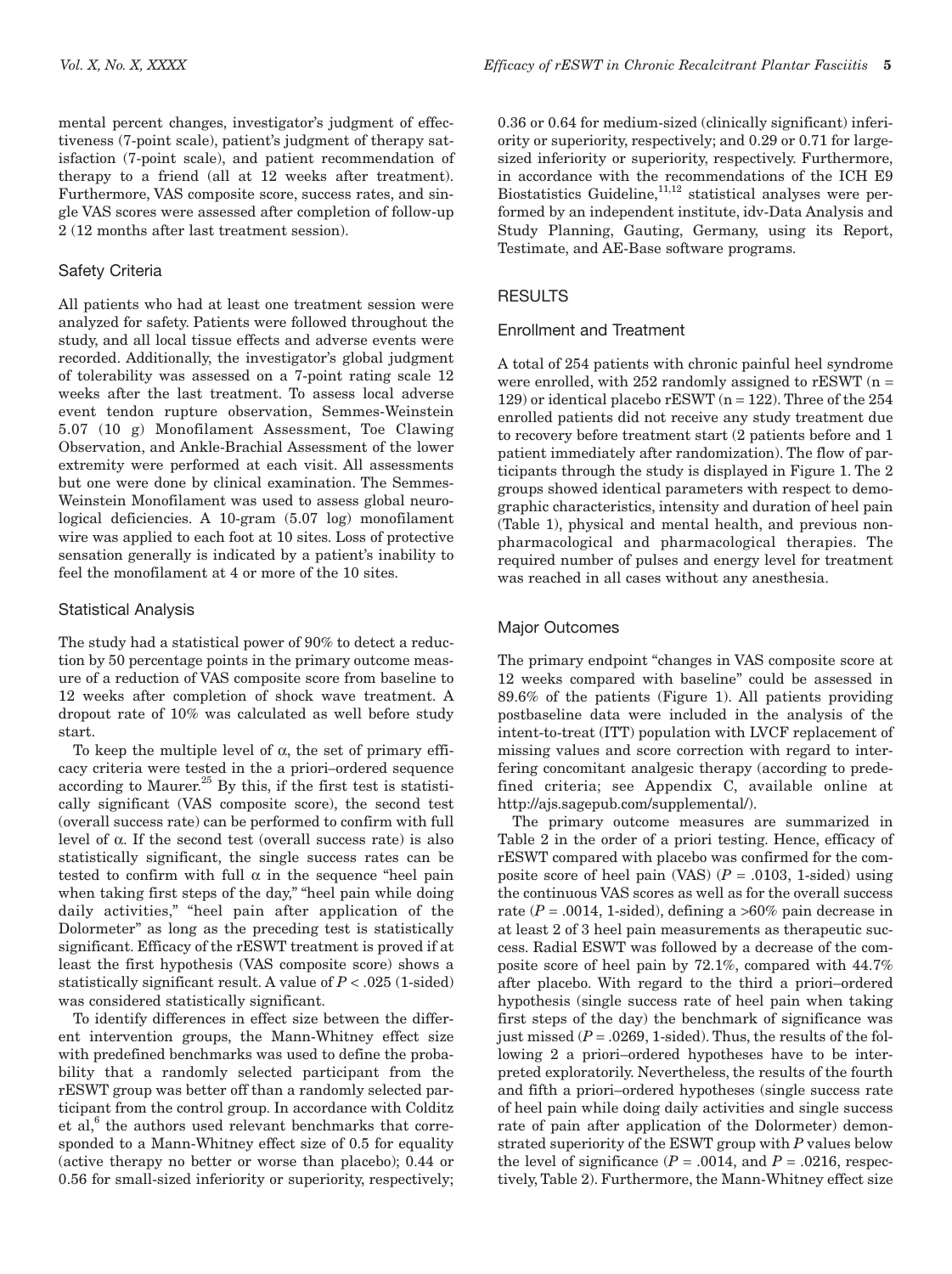mental percent changes, investigator's judgment of effectiveness (7-point scale), patient's judgment of therapy satisfaction (7-point scale), and patient recommendation of therapy to a friend (all at 12 weeks after treatment). Furthermore, VAS composite score, success rates, and single VAS scores were assessed after completion of follow-up 2 (12 months after last treatment session).

### Safety Criteria

All patients who had at least one treatment session were analyzed for safety. Patients were followed throughout the study, and all local tissue effects and adverse events were recorded. Additionally, the investigator's global judgment of tolerability was assessed on a 7-point rating scale 12 weeks after the last treatment. To assess local adverse event tendon rupture observation, Semmes-Weinstein 5.07 (10 g) Monofilament Assessment, Toe Clawing Observation, and Ankle-Brachial Assessment of the lower extremity were performed at each visit. All assessments but one were done by clinical examination. The Semmes-Weinstein Monofilament was used to assess global neurological deficiencies. A 10-gram (5.07 log) monofilament wire was applied to each foot at 10 sites. Loss of protective sensation generally is indicated by a patient's inability to feel the monofilament at 4 or more of the 10 sites.

### Statistical Analysis

The study had a statistical power of 90% to detect a reduction by 50 percentage points in the primary outcome measure of a reduction of VAS composite score from baseline to 12 weeks after completion of shock wave treatment. A dropout rate of 10% was calculated as well before study start.

To keep the multiple level of $\alpha$, the set of primary efficacy criteria were tested in the a priori–ordered sequence according to Maurer.[25] By this, if the first test is statistically significant (VAS composite score), the second test (overall success rate) can be performed to confirm with full level of $\alpha$. If the second test (overall success rate) is also statistically significant, the single success rates can be tested to confirm with full $\alpha$ in the sequence "heel pain when taking first steps of the day," "heel pain while doing daily activities," "heel pain after application of the Dolormeter" as long as the preceding test is statistically significant. Efficacy of the rESWT treatment is proved if at least the first hypothesis (VAS composite score) shows a statistically significant result. A value of $P < .025$ (1-sided) was considered statistically significant.

To identify differences in effect size between the different intervention groups, the Mann-Whitney effect size with predefined benchmarks was used to define the probability that a randomly selected participant from the rESWT group was better off than a randomly selected participant from the control group. In accordance with Colditz et al,[6] the authors used relevant benchmarks that corresponded to a Mann-Whitney effect size of 0.5 for equality (active therapy no better or worse than placebo); 0.44 or 0.56 for small-sized inferiority or superiority, respectively; 0.36 or 0.64 for medium-sized (clinically significant) inferiority or superiority, respectively; and 0.29 or 0.71 for large-sized inferiority or superiority, respectively. Furthermore, in accordance with the recommendations of the ICH E9 Biostatistics Guideline,[11,12] statistical analyses were performed by an independent institute, idv-Data Analysis and Study Planning, Gauting, Germany, using its Report, Testimate, and AE-Base software programs.

## RESULTS

### Enrollment and Treatment

A total of 254 patients with chronic painful heel syndrome were enrolled, with 252 randomly assigned to rESWT (n = 129) or identical placebo rESWT (n = 122). Three of the 254 enrolled patients did not receive any study treatment due to recovery before treatment start (2 patients before and 1 patient immediately after randomization). The flow of participants through the study is displayed in Figure 1. The 2 groups showed identical parameters with respect to demographic characteristics, intensity and duration of heel pain (Table 1), physical and mental health, and previous nonpharmacological and pharmacological therapies. The required number of pulses and energy level for treatment was reached in all cases without any anesthesia.

### Major Outcomes

The primary endpoint "changes in VAS composite score at 12 weeks compared with baseline" could be assessed in 89.6% of the patients (Figure 1). All patients providing postbaseline data were included in the analysis of the intent-to-treat (ITT) population with LVCF replacement of missing values and score correction with regard to interfering concomitant analgesic therapy (according to predefined criteria; see Appendix C, available online at http://ajs.sagepub.com/supplemental/).

The primary outcome measures are summarized in Table 2 in the order of a priori testing. Hence, efficacy of rESWT compared with placebo was confirmed for the composite score of heel pain (VAS) ($P = .0103$, 1-sided) using the continuous VAS scores as well as for the overall success rate ($P = .0014$, 1-sided), defining a >60% pain decrease in at least 2 of 3 heel pain measurements as therapeutic success. Radial ESWT was followed by a decrease of the composite score of heel pain by 72.1%, compared with 44.7% after placebo. With regard to the third a priori–ordered hypothesis (single success rate of heel pain when taking first steps of the day) the benchmark of significance was just missed ($P = .0269$, 1-sided). Thus, the results of the following 2 a priori–ordered hypotheses have to be interpreted exploratorily. Nevertheless, the results of the fourth and fifth a priori–ordered hypotheses (single success rate of heel pain while doing daily activities and single success rate of pain after application of the Dolormeter) demonstrated superiority of the ESWT group with $P$ values below the level of significance ($P = .0014$, and $P = .0216$, respectively, Table 2). Furthermore, the Mann-Whitney effect size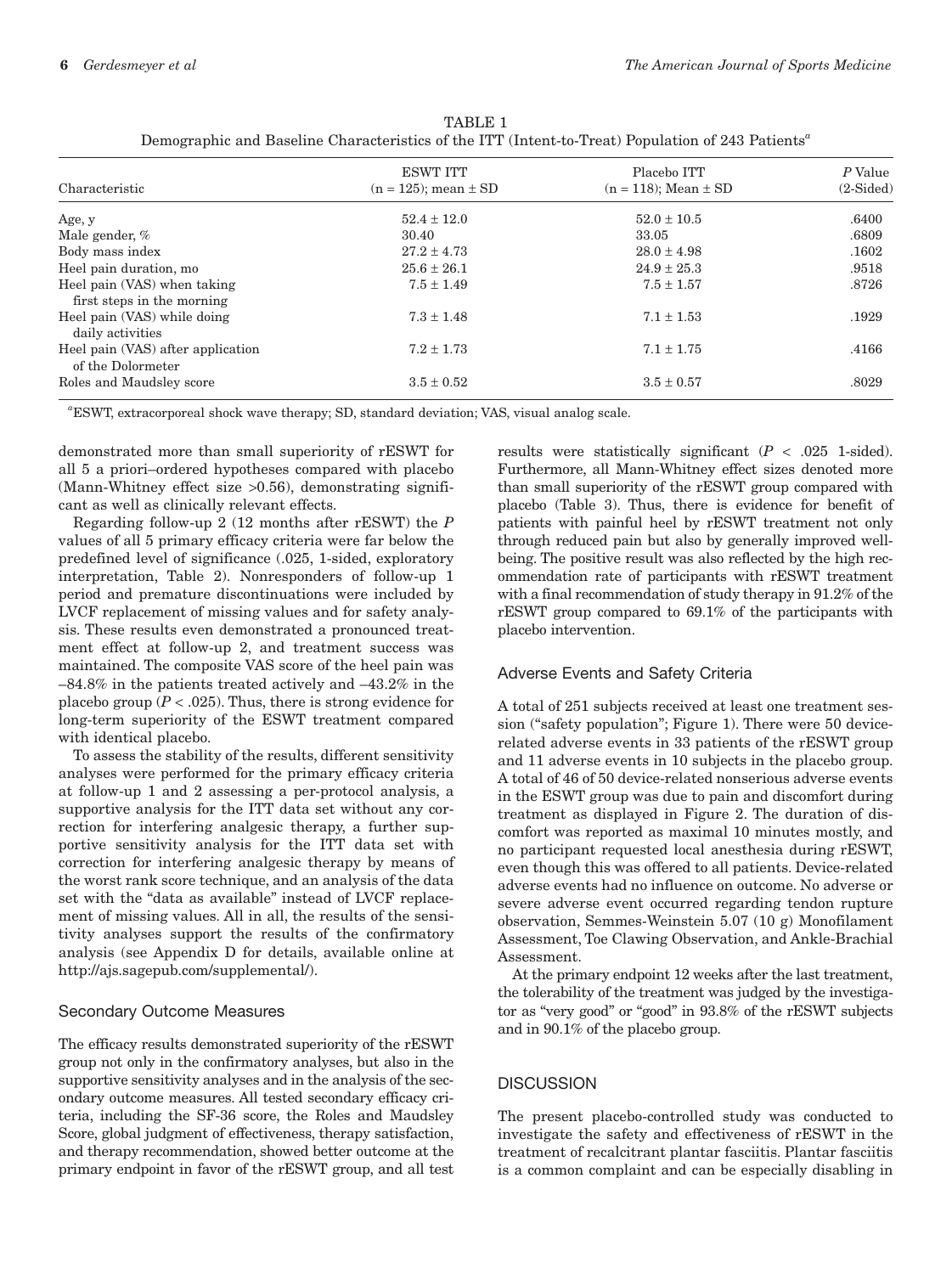TABLE 1
Demographic and Baseline Characteristics of the ITT (Intent-to-Treat) Population of 243 Patients[a]

| Characteristic | ESWT ITT (n = 125); mean ± SD | Placebo ITT (n = 118); Mean ± SD | P Value (2-Sided) |
|---|---|---|---|
| Age, y | 52.4 ± 12.0 | 52.0 ± 10.5 | .6400 |
| Male gender, % | 30.40 | 33.05 | .6809 |
| Body mass index | 27.2 ± 4.73 | 28.0 ± 4.98 | .1602 |
| Heel pain duration, mo | 25.6 ± 26.1 | 24.9 ± 25.3 | .9518 |
| Heel pain (VAS) when taking first steps in the morning | 7.5 ± 1.49 | 7.5 ± 1.57 | .8726 |
| Heel pain (VAS) while doing daily activities | 7.3 ± 1.48 | 7.1 ± 1.53 | .1929 |
| Heel pain (VAS) after application of the Dolormeter | 7.2 ± 1.73 | 7.1 ± 1.75 | .4166 |
| Roles and Maudsley score | 3.5 ± 0.52 | 3.5 ± 0.57 | .8029 |

[a]ESWT, extracorporeal shock wave therapy; SD, standard deviation; VAS, visual analog scale.

demonstrated more than small superiority of rESWT for all 5 a priori–ordered hypotheses compared with placebo (Mann-Whitney effect size >0.56), demonstrating significant as well as clinically relevant effects.

Regarding follow-up 2 (12 months after rESWT) the *P* values of all 5 primary efficacy criteria were far below the predefined level of significance (.025, 1-sided, exploratory interpretation, Table 2). Nonresponders of follow-up 1 period and premature discontinuations were included by LVCF replacement of missing values and for safety analysis. These results even demonstrated a pronounced treatment effect at follow-up 2, and treatment success was maintained. The composite VAS score of the heel pain was –84.8% in the patients treated actively and –43.2% in the placebo group ($P < .025$). Thus, there is strong evidence for long-term superiority of the ESWT treatment compared with identical placebo.

To assess the stability of the results, different sensitivity analyses were performed for the primary efficacy criteria at follow-up 1 and 2 assessing a per-protocol analysis, a supportive analysis for the ITT data set without any correction for interfering analgesic therapy, a further supportive sensitivity analysis for the ITT data set with correction for interfering analgesic therapy by means of the worst rank score technique, and an analysis of the data set with the "data as available" instead of LVCF replacement of missing values. All in all, the results of the sensitivity analyses support the results of the confirmatory analysis (see Appendix D for details, available online at http://ajs.sagepub.com/supplemental/).

## Secondary Outcome Measures

The efficacy results demonstrated superiority of the rESWT group not only in the confirmatory analyses, but also in the supportive sensitivity analyses and in the analysis of the secondary outcome measures. All tested secondary efficacy criteria, including the SF-36 score, the Roles and Maudsley Score, global judgment of effectiveness, therapy satisfaction, and therapy recommendation, showed better outcome at the primary endpoint in favor of the rESWT group, and all test results were statistically significant ($P < .025$ 1-sided). Furthermore, all Mann-Whitney effect sizes denoted more than small superiority of the rESWT group compared with placebo (Table 3). Thus, there is evidence for benefit of patients with painful heel by rESWT treatment not only through reduced pain but also by generally improved wellbeing. The positive result was also reflected by the high recommendation rate of participants with rESWT treatment with a final recommendation of study therapy in 91.2% of the rESWT group compared to 69.1% of the participants with placebo intervention.

## Adverse Events and Safety Criteria

A total of 251 subjects received at least one treatment session ("safety population"; Figure 1). There were 50 device-related adverse events in 33 patients of the rESWT group and 11 adverse events in 10 subjects in the placebo group. A total of 46 of 50 device-related nonserious adverse events in the ESWT group was due to pain and discomfort during treatment as displayed in Figure 2. The duration of discomfort was reported as maximal 10 minutes mostly, and no participant requested local anesthesia during rESWT, even though this was offered to all patients. Device-related adverse events had no influence on outcome. No adverse or severe adverse event occurred regarding tendon rupture observation, Semmes-Weinstein 5.07 (10 g) Monofilament Assessment, Toe Clawing Observation, and Ankle-Brachial Assessment.

At the primary endpoint 12 weeks after the last treatment, the tolerability of the treatment was judged by the investigator as "very good" or "good" in 93.8% of the rESWT subjects and in 90.1% of the placebo group.

## DISCUSSION

The present placebo-controlled study was conducted to investigate the safety and effectiveness of rESWT in the treatment of recalcitrant plantar fasciitis. Plantar fasciitis is a common complaint and can be especially disabling in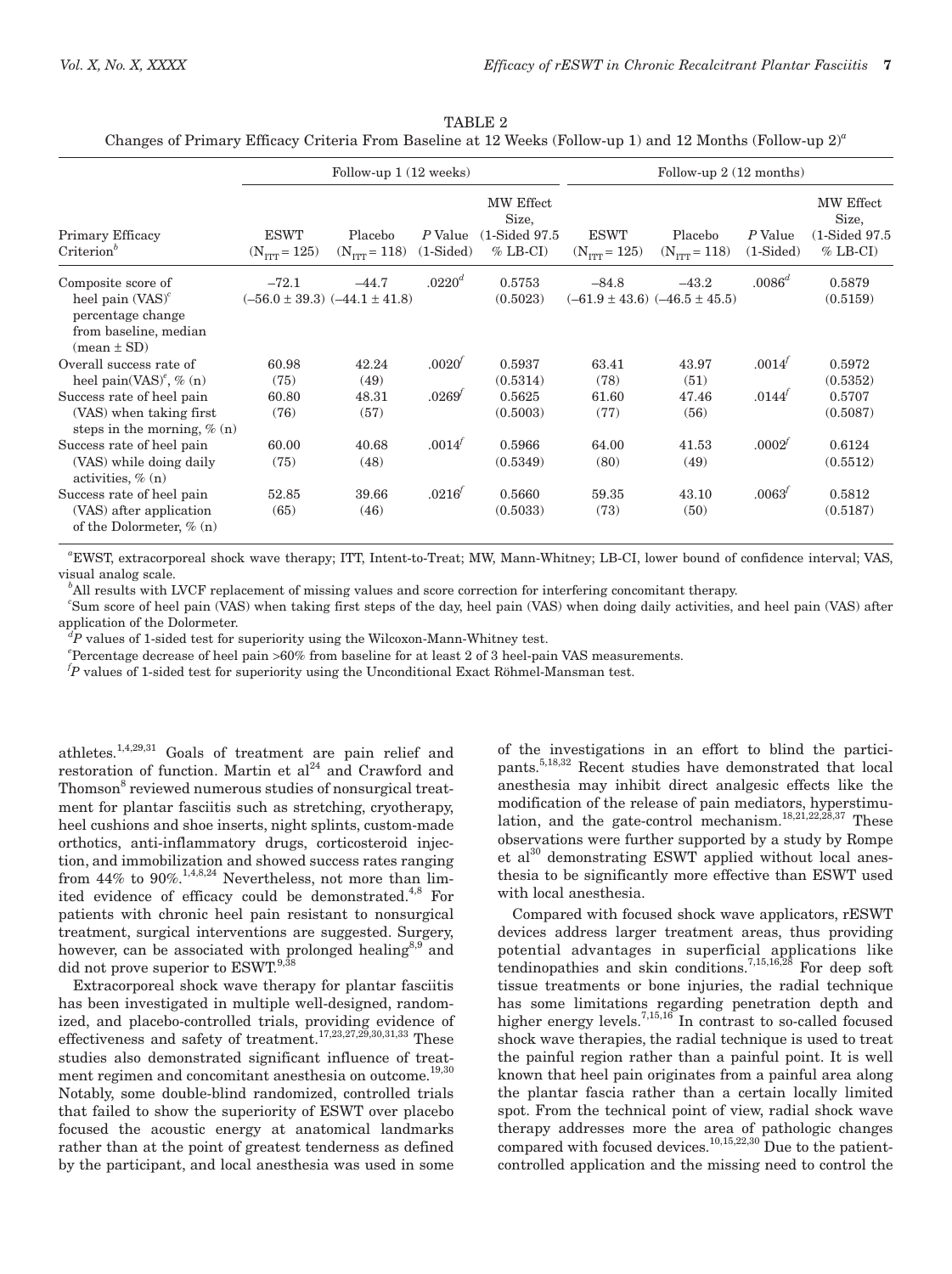TABLE 2

Changes of Primary Efficacy Criteria From Baseline at 12 Weeks (Follow-up 1) and 12 Months (Follow-up 2)[a]

| Primary Efficacy Criterion[b] | Follow-up 1 (12 weeks) | | | | Follow-up 2 (12 months) | | | |
|---|---|---|---|---|---|---|---|---|
| | ESWT ($N_{ITT} = 125$) | Placebo ($N_{ITT} = 118$) | *P* Value (1-Sided) | MW Effect Size, (1-Sided 97.5 % LB-CI) | ESWT ($N_{ITT} = 125$) | Placebo ($N_{ITT} = 118$) | *P* Value (1-Sided) | MW Effect Size, (1-Sided 97.5 % LB-CI) |
| Composite score of heel pain (VAS)[c] percentage change from baseline, median (mean ± SD) | –72.1 (–56.0 ± 39.3) | –44.7 (–44.1 ± 41.8) | .0220[d] | 0.5753 (0.5023) | –84.8 (–61.9 ± 43.6) | –43.2 (–46.5 ± 45.5) | .0086[d] | 0.5879 (0.5159) |
| Overall success rate of heel pain(VAS)[e], % (n) | 60.98 (75) | 42.24 (49) | .0020[f] | 0.5937 (0.5314) | 63.41 (78) | 43.97 (51) | .0014[f] | 0.5972 (0.5352) |
| Success rate of heel pain (VAS) when taking first steps in the morning, % (n) | 60.80 (76) | 48.31 (57) | .0269[f] | 0.5625 (0.5003) | 61.60 (77) | 47.46 (56) | .0144[f] | 0.5707 (0.5087) |
| Success rate of heel pain (VAS) while doing daily activities, % (n) | 60.00 (75) | 40.68 (48) | .0014[f] | 0.5966 (0.5349) | 64.00 (80) | 41.53 (49) | .0002[f] | 0.6124 (0.5512) |
| Success rate of heel pain (VAS) after application of the Dolormeter, % (n) | 52.85 (65) | 39.66 (46) | .0216[f] | 0.5660 (0.5033) | 59.35 (73) | 43.10 (50) | .0063[f] | 0.5812 (0.5187) |

[a]EWST, extracorporeal shock wave therapy; ITT, Intent-to-Treat; MW, Mann-Whitney; LB-CI, lower bound of confidence interval; VAS, visual analog scale.
[b]All results with LVCF replacement of missing values and score correction for interfering concomitant therapy.
[c]Sum score of heel pain (VAS) when taking first steps of the day, heel pain (VAS) when doing daily activities, and heel pain (VAS) after application of the Dolormeter.
[d]*P* values of 1-sided test for superiority using the Wilcoxon-Mann-Whitney test.
[e]Percentage decrease of heel pain >60% from baseline for at least 2 of 3 heel-pain VAS measurements.
[f]*P* values of 1-sided test for superiority using the Unconditional Exact Röhmel-Mansman test.

athletes.[1,4,29,31] Goals of treatment are pain relief and restoration of function. Martin et al[24] and Crawford and Thomson[8] reviewed numerous studies of nonsurgical treatment for plantar fasciitis such as stretching, cryotherapy, heel cushions and shoe inserts, night splints, custom-made orthotics, anti-inflammatory drugs, corticosteroid injection, and immobilization and showed success rates ranging from 44% to 90%.[1,4,8,24] Nevertheless, not more than limited evidence of efficacy could be demonstrated.[4,8] For patients with chronic heel pain resistant to nonsurgical treatment, surgical interventions are suggested. Surgery, however, can be associated with prolonged healing[8,9] and did not prove superior to ESWT.[9,38]

Extracorporeal shock wave therapy for plantar fasciitis has been investigated in multiple well-designed, randomized, and placebo-controlled trials, providing evidence of effectiveness and safety of treatment.[17,23,27,29,30,31,33] These studies also demonstrated significant influence of treatment regimen and concomitant anesthesia on outcome.[19,30] Notably, some double-blind randomized, controlled trials that failed to show the superiority of ESWT over placebo focused the acoustic energy at anatomical landmarks rather than at the point of greatest tenderness as defined by the participant, and local anesthesia was used in some of the investigations in an effort to blind the participants.[5,18,32] Recent studies have demonstrated that local anesthesia may inhibit direct analgesic effects like the modification of the release of pain mediators, hyperstimulation, and the gate-control mechanism.[18,21,22,28,37] These observations were further supported by a study by Rompe et al[30] demonstrating ESWT applied without local anesthesia to be significantly more effective than ESWT used with local anesthesia.

Compared with focused shock wave applicators, rESWT devices address larger treatment areas, thus providing potential advantages in superficial applications like tendinopathies and skin conditions.[7,15,16,28] For deep soft tissue treatments or bone injuries, the radial technique has some limitations regarding penetration depth and higher energy levels.[7,15,16] In contrast to so-called focused shock wave therapies, the radial technique is used to treat the painful region rather than a painful point. It is well known that heel pain originates from a painful area along the plantar fascia rather than a certain locally limited spot. From the technical point of view, radial shock wave therapy addresses more the area of pathologic changes compared with focused devices.[10,15,22,30] Due to the patient-controlled application and the missing need to control the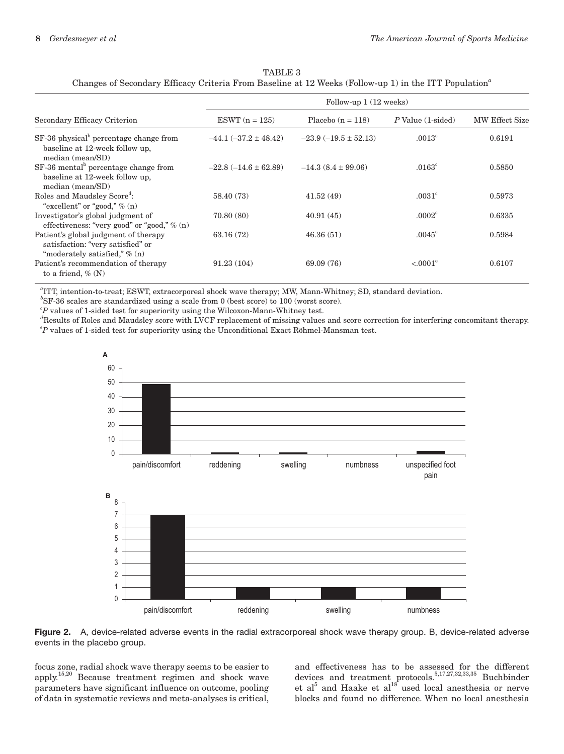TABLE 3
Changes of Secondary Efficacy Criteria From Baseline at 12 Weeks (Follow-up 1) in the ITT Population[a]

| Secondary Efficacy Criterion | Follow-up 1 (12 weeks) | | | |
|---|---|---|---|---|
| | ESWT (n = 125) | Placebo (n = 118) | P Value (1-sided) | MW Effect Size |
| SF-36 physical[b] percentage change from baseline at 12-week follow up, median (mean/SD) | −44.1 (−37.2 ± 48.42) | −23.9 (−19.5 ± 52.13) | .0013[c] | 0.6191 |
| SF-36 mental[b] percentage change from baseline at 12-week follow up, median (mean/SD) | −22.8 (−14.6 ± 62.89) | −14.3 (8.4 ± 99.06) | .0163[c] | 0.5850 |
| Roles and Maudsley Score[d]: "excellent" or "good," % (n) | 58.40 (73) | 41.52 (49) | .0031[c] | 0.5973 |
| Investigator's global judgment of effectiveness: "very good" or "good," % (n) | 70.80 (80) | 40.91 (45) | .0002[c] | 0.6335 |
| Patient's global judgment of therapy satisfaction: "very satisfied" or "moderately satisfied," % (n) | 63.16 (72) | 46.36 (51) | .0045[c] | 0.5984 |
| Patient's recommendation of therapy to a friend, % (N) | 91.23 (104) | 69.09 (76) | <.0001[e] | 0.6107 |

[a]ITT, intention-to-treat; ESWT, extracorporeal shock wave therapy; MW, Mann-Whitney; SD, standard deviation.
[b]SF-36 scales are standardized using a scale from 0 (best score) to 100 (worst score).
[c]*P* values of 1-sided test for superiority using the Wilcoxon-Mann-Whitney test.
[d]Results of Roles and Maudsley score with LVCF replacement of missing values and score correction for interfering concomitant therapy.
[e]*P* values of 1-sided test for superiority using the Unconditional Exact Röhmel-Mansman test.

**Figure 2.** A, device-related adverse events in the radial extracorporeal shock wave therapy group. B, device-related adverse events in the placebo group.

focus zone, radial shock wave therapy seems to be easier to apply.[15,20] Because treatment regimen and shock wave parameters have significant influence on outcome, pooling of data in systematic reviews and meta-analyses is critical, and effectiveness has to be assessed for the different devices and treatment protocols.[5,17,27,32,33,35] Buchbinder et al[5] and Haake et al[18] used local anesthesia or nerve blocks and found no difference. When no local anesthesia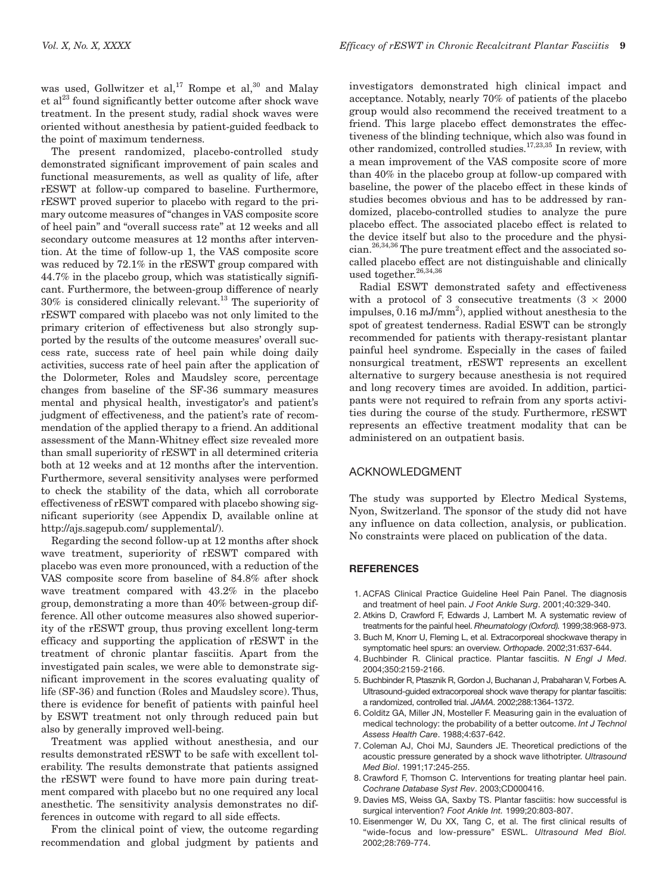was used, Gollwitzer et al,[17] Rompe et al,[30] and Malay et al[23] found significantly better outcome after shock wave treatment. In the present study, radial shock waves were oriented without anesthesia by patient-guided feedback to the point of maximum tenderness.

The present randomized, placebo-controlled study demonstrated significant improvement of pain scales and functional measurements, as well as quality of life, after rESWT at follow-up compared to baseline. Furthermore, rESWT proved superior to placebo with regard to the primary outcome measures of "changes in VAS composite score of heel pain" and "overall success rate" at 12 weeks and all secondary outcome measures at 12 months after intervention. At the time of follow-up 1, the VAS composite score was reduced by 72.1% in the rESWT group compared with 44.7% in the placebo group, which was statistically significant. Furthermore, the between-group difference of nearly 30% is considered clinically relevant.[13] The superiority of rESWT compared with placebo was not only limited to the primary criterion of effectiveness but also strongly supported by the results of the outcome measures' overall success rate, success rate of heel pain while doing daily activities, success rate of heel pain after the application of the Dolormeter, Roles and Maudsley score, percentage changes from baseline of the SF-36 summary measures mental and physical health, investigator's and patient's judgment of effectiveness, and the patient's rate of recommendation of the applied therapy to a friend. An additional assessment of the Mann-Whitney effect size revealed more than small superiority of rESWT in all determined criteria both at 12 weeks and at 12 months after the intervention. Furthermore, several sensitivity analyses were performed to check the stability of the data, which all corroborate effectiveness of rESWT compared with placebo showing significant superiority (see Appendix D, available online at http://ajs.sagepub.com/ supplemental/).

Regarding the second follow-up at 12 months after shock wave treatment, superiority of rESWT compared with placebo was even more pronounced, with a reduction of the VAS composite score from baseline of 84.8% after shock wave treatment compared with 43.2% in the placebo group, demonstrating a more than 40% between-group difference. All other outcome measures also showed superiority of the rESWT group, thus proving excellent long-term efficacy and supporting the application of rESWT in the treatment of chronic plantar fasciitis. Apart from the investigated pain scales, we were able to demonstrate significant improvement in the scores evaluating quality of life (SF-36) and function (Roles and Maudsley score). Thus, there is evidence for benefit of patients with painful heel by ESWT treatment not only through reduced pain but also by generally improved well-being.

Treatment was applied without anesthesia, and our results demonstrated rESWT to be safe with excellent tolerability. The results demonstrate that patients assigned the rESWT were found to have more pain during treatment compared with placebo but no one required any local anesthetic. The sensitivity analysis demonstrates no differences in outcome with regard to all side effects.

From the clinical point of view, the outcome regarding recommendation and global judgment by patients and investigators demonstrated high clinical impact and acceptance. Notably, nearly 70% of patients of the placebo group would also recommend the received treatment to a friend. This large placebo effect demonstrates the effectiveness of the blinding technique, which also was found in other randomized, controlled studies.[17,23,35] In review, with a mean improvement of the VAS composite score of more than 40% in the placebo group at follow-up compared with baseline, the power of the placebo effect in these kinds of studies becomes obvious and has to be addressed by randomized, placebo-controlled studies to analyze the pure placebo effect. The associated placebo effect is related to the device itself but also to the procedure and the physician.[26,34,36] The pure treatment effect and the associated so-called placebo effect are not distinguishable and clinically used together.[26,34,36]

Radial ESWT demonstrated safety and effectiveness with a protocol of 3 consecutive treatments ($3 \times 2000$ impulses, 0.16 mJ/mm$^2$), applied without anesthesia to the spot of greatest tenderness. Radial ESWT can be strongly recommended for patients with therapy-resistant plantar painful heel syndrome. Especially in the cases of failed nonsurgical treatment, rESWT represents an excellent alternative to surgery because anesthesia is not required and long recovery times are avoided. In addition, participants were not required to refrain from any sports activities during the course of the study. Furthermore, rESWT represents an effective treatment modality that can be administered on an outpatient basis.

## ACKNOWLEDGMENT

The study was supported by Electro Medical Systems, Nyon, Switzerland. The sponsor of the study did not have any influence on data collection, analysis, or publication. No constraints were placed on publication of the data.

## REFERENCES

1. ACFAS Clinical Practice Guideline Heel Pain Panel. The diagnosis and treatment of heel pain. *J Foot Ankle Surg*. 2001;40:329-340.
2. Atkins D, Crawford F, Edwards J, Lambert M. A systematic review of treatments for the painful heel. *Rheumatology (Oxford).* 1999;38:968-973.
3. Buch M, Knorr U, Fleming L, et al. Extracorporeal shockwave therapy in symptomatic heel spurs: an overview. *Orthopade*. 2002;31:637-644.
4. Buchbinder R. Clinical practice. Plantar fasciitis. *N Engl J Med*. 2004;350:2159-2166.
5. Buchbinder R, Ptasznik R, Gordon J, Buchanan J, Prabaharan V, Forbes A. Ultrasound-guided extracorporeal shock wave therapy for plantar fasciitis: a randomized, controlled trial. *JAMA*. 2002;288:1364-1372.
6. Colditz GA, Miller JN, Mosteller F. Measuring gain in the evaluation of medical technology: the probability of a better outcome. *Int J Technol Assess Health Care*. 1988;4:637-642.
7. Coleman AJ, Choi MJ, Saunders JE. Theoretical predictions of the acoustic pressure generated by a shock wave lithotripter. *Ultrasound Med Biol*. 1991;17:245-255.
8. Crawford F, Thomson C. Interventions for treating plantar heel pain. *Cochrane Database Syst Rev*. 2003;CD000416.
9. Davies MS, Weiss GA, Saxby TS. Plantar fasciitis: how successful is surgical intervention? *Foot Ankle Int.* 1999;20:803-807.
10. Eisenmenger W, Du XX, Tang C, et al. The first clinical results of "wide-focus and low-pressure" ESWL. *Ultrasound Med Biol.* 2002;28:769-774.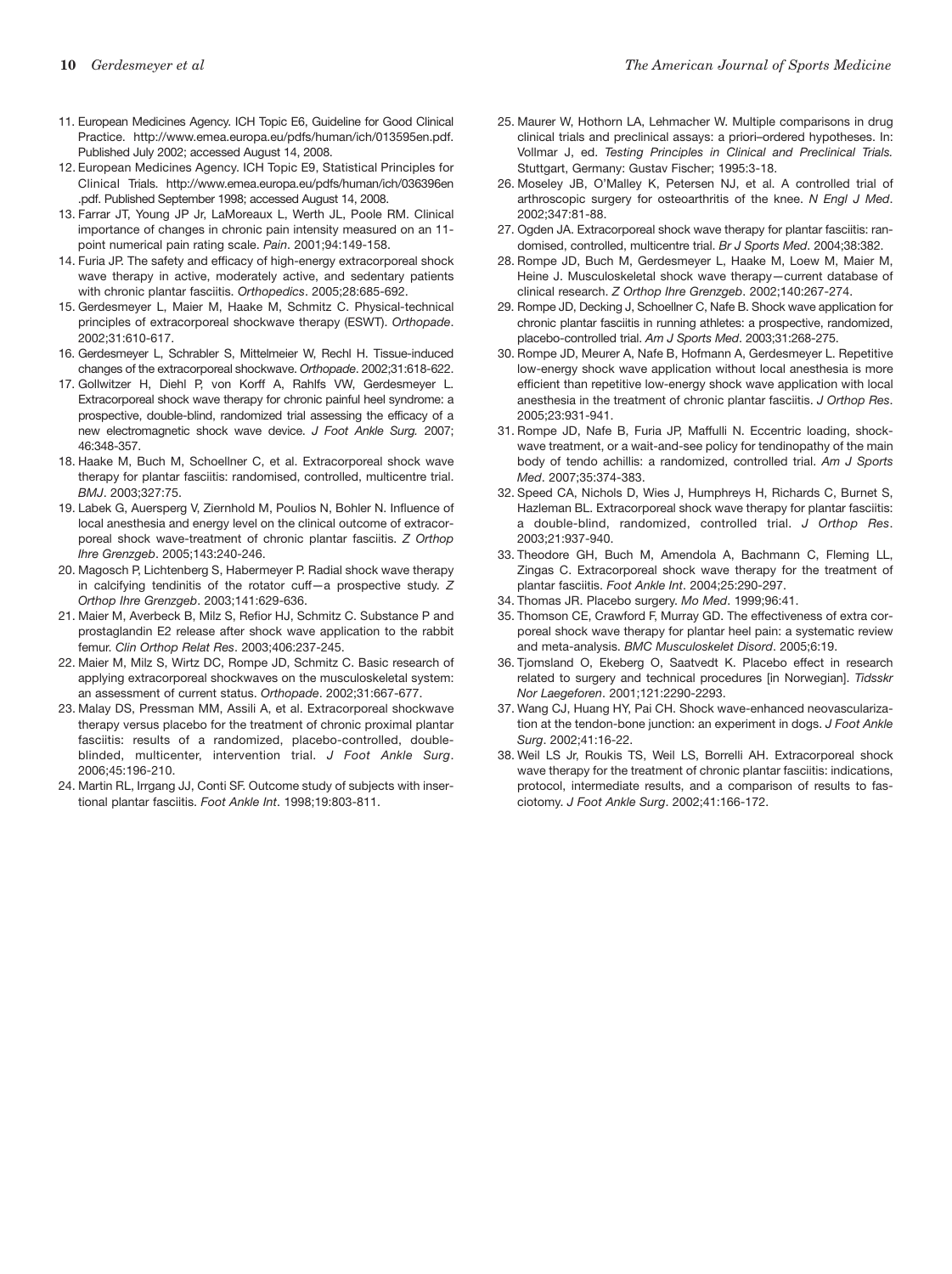11. European Medicines Agency. ICH Topic E6, Guideline for Good Clinical Practice. http://www.emea.europa.eu/pdfs/human/ich/013595en.pdf. Published July 2002; accessed August 14, 2008.
12. European Medicines Agency. ICH Topic E9, Statistical Principles for Clinical Trials. http://www.emea.europa.eu/pdfs/human/ich/036396en.pdf. Published September 1998; accessed August 14, 2008.
13. Farrar JT, Young JP Jr, LaMoreaux L, Werth JL, Poole RM. Clinical importance of changes in chronic pain intensity measured on an 11-point numerical pain rating scale. *Pain*. 2001;94:149-158.
14. Furia JP. The safety and efficacy of high-energy extracorporeal shock wave therapy in active, moderately active, and sedentary patients with chronic plantar fasciitis. *Orthopedics*. 2005;28:685-692.
15. Gerdesmeyer L, Maier M, Haake M, Schmitz C. Physical-technical principles of extracorporeal shockwave therapy (ESWT). *Orthopade*. 2002;31:610-617.
16. Gerdesmeyer L, Schrabler S, Mittelmeier W, Rechl H. Tissue-induced changes of the extracorporeal shockwave. *Orthopade*. 2002;31:618-622.
17. Gollwitzer H, Diehl P, von Korff A, Rahlfs VW, Gerdesmeyer L. Extracorporeal shock wave therapy for chronic painful heel syndrome: a prospective, double-blind, randomized trial assessing the efficacy of a new electromagnetic shock wave device. *J Foot Ankle Surg.* 2007; 46:348-357.
18. Haake M, Buch M, Schoellner C, et al. Extracorporeal shock wave therapy for plantar fasciitis: randomised, controlled, multicentre trial. *BMJ*. 2003;327:75.
19. Labek G, Auersperg V, Ziernhold M, Poulios N, Bohler N. Influence of local anesthesia and energy level on the clinical outcome of extracorporeal shock wave-treatment of chronic plantar fasciitis. *Z Orthop Ihre Grenzgeb*. 2005;143:240-246.
20. Magosch P, Lichtenberg S, Habermeyer P. Radial shock wave therapy in calcifying tendinitis of the rotator cuff—a prospective study. *Z Orthop Ihre Grenzgeb*. 2003;141:629-636.
21. Maier M, Averbeck B, Milz S, Refior HJ, Schmitz C. Substance P and prostaglandin E2 release after shock wave application to the rabbit femur. *Clin Orthop Relat Res*. 2003;406:237-245.
22. Maier M, Milz S, Wirtz DC, Rompe JD, Schmitz C. Basic research of applying extracorporeal shockwaves on the musculoskeletal system: an assessment of current status. *Orthopade*. 2002;31:667-677.
23. Malay DS, Pressman MM, Assili A, et al. Extracorporeal shockwave therapy versus placebo for the treatment of chronic proximal plantar fasciitis: results of a randomized, placebo-controlled, double-blinded, multicenter, intervention trial. *J Foot Ankle Surg*. 2006;45:196-210.
24. Martin RL, Irrgang JJ, Conti SF. Outcome study of subjects with insertional plantar fasciitis. *Foot Ankle Int*. 1998;19:803-811.
25. Maurer W, Hothorn LA, Lehmacher W. Multiple comparisons in drug clinical trials and preclinical assays: a priori–ordered hypotheses. In: Vollmar J, ed. *Testing Principles in Clinical and Preclinical Trials.* Stuttgart, Germany: Gustav Fischer; 1995:3-18.
26. Moseley JB, O'Malley K, Petersen NJ, et al. A controlled trial of arthroscopic surgery for osteoarthritis of the knee. *N Engl J Med*. 2002;347:81-88.
27. Ogden JA. Extracorporeal shock wave therapy for plantar fasciitis: randomised, controlled, multicentre trial. *Br J Sports Med*. 2004;38:382.
28. Rompe JD, Buch M, Gerdesmeyer L, Haake M, Loew M, Maier M, Heine J. Musculoskeletal shock wave therapy—current database of clinical research. *Z Orthop Ihre Grenzgeb*. 2002;140:267-274.
29. Rompe JD, Decking J, Schoellner C, Nafe B. Shock wave application for chronic plantar fasciitis in running athletes: a prospective, randomized, placebo-controlled trial. *Am J Sports Med*. 2003;31:268-275.
30. Rompe JD, Meurer A, Nafe B, Hofmann A, Gerdesmeyer L. Repetitive low-energy shock wave application without local anesthesia is more efficient than repetitive low-energy shock wave application with local anesthesia in the treatment of chronic plantar fasciitis. *J Orthop Res*. 2005;23:931-941.
31. Rompe JD, Nafe B, Furia JP, Maffulli N. Eccentric loading, shock-wave treatment, or a wait-and-see policy for tendinopathy of the main body of tendo achillis: a randomized, controlled trial. *Am J Sports Med*. 2007;35:374-383.
32. Speed CA, Nichols D, Wies J, Humphreys H, Richards C, Burnet S, Hazleman BL. Extracorporeal shock wave therapy for plantar fasciitis: a double-blind, randomized, controlled trial. *J Orthop Res*. 2003;21:937-940.
33. Theodore GH, Buch M, Amendola A, Bachmann C, Fleming LL, Zingas C. Extracorporeal shock wave therapy for the treatment of plantar fasciitis. *Foot Ankle Int*. 2004;25:290-297.
34. Thomas JR. Placebo surgery. *Mo Med*. 1999;96:41.
35. Thomson CE, Crawford F, Murray GD. The effectiveness of extra corporeal shock wave therapy for plantar heel pain: a systematic review and meta-analysis. *BMC Musculoskelet Disord*. 2005;6:19.
36. Tjomsland O, Ekeberg O, Saatvedt K. Placebo effect in research related to surgery and technical procedures [in Norwegian]. *Tidsskr Nor Laegeforen*. 2001;121:2290-2293.
37. Wang CJ, Huang HY, Pai CH. Shock wave-enhanced neovascularization at the tendon-bone junction: an experiment in dogs. *J Foot Ankle Surg*. 2002;41:16-22.
38. Weil LS Jr, Roukis TS, Weil LS, Borrelli AH. Extracorporeal shock wave therapy for the treatment of chronic plantar fasciitis: indications, protocol, intermediate results, and a comparison of results to fasciotomy. *J Foot Ankle Surg*. 2002;41:166-172.